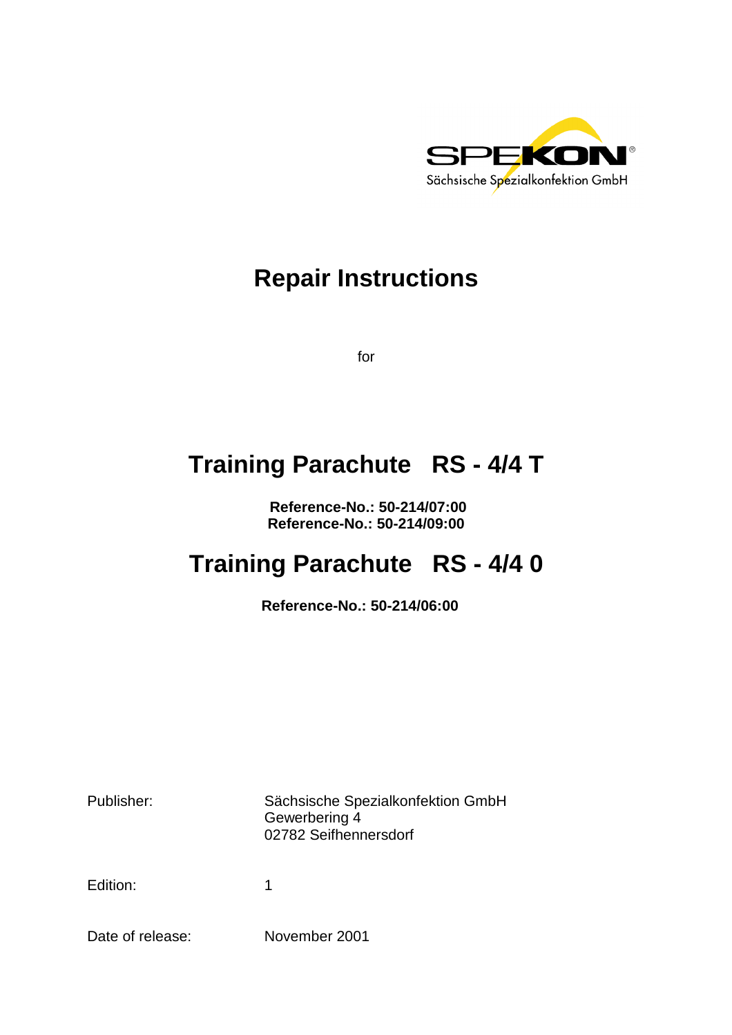SPEKON®
Sächsische Spezialkonfektion GmbH

# Repair Instructions

for

# Training Parachute RS - 4/4 T

**Reference-No.: 50-214/07:00**
**Reference-No.: 50-214/09:00**

# Training Parachute RS - 4/4 0

**Reference-No.: 50-214/06:00**

| | |
|---|---|
| Publisher: | Sächsische Spezialkonfektion GmbH<br>Gewerbering 4<br>02782 Seifhennersdorf |
| Edition: | 1 |
| Date of release: | November 2001 |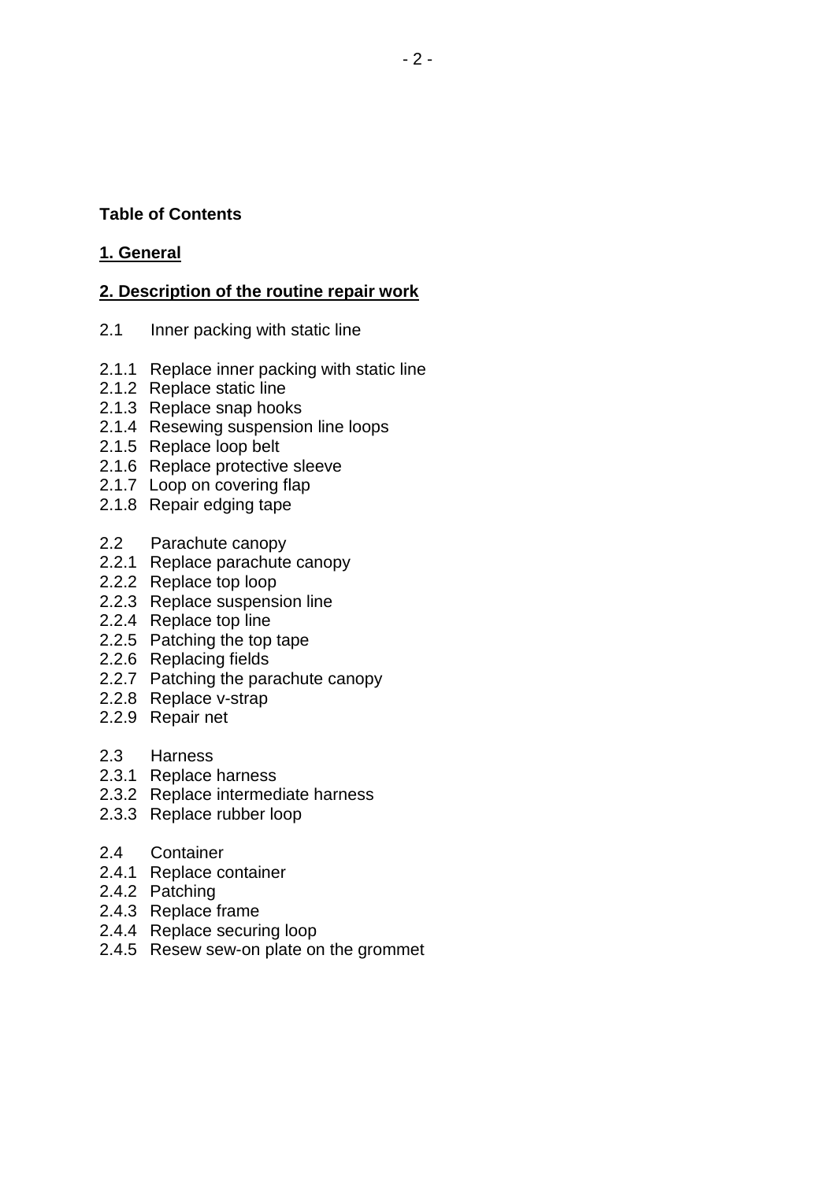**Table of Contents**

**1. General**

**2. Description of the routine repair work**

2.1 Inner packing with static line

2.1.1 Replace inner packing with static line
2.1.2 Replace static line
2.1.3 Replace snap hooks
2.1.4 Resewing suspension line loops
2.1.5 Replace loop belt
2.1.6 Replace protective sleeve
2.1.7 Loop on covering flap
2.1.8 Repair edging tape

2.2 Parachute canopy
2.2.1 Replace parachute canopy
2.2.2 Replace top loop
2.2.3 Replace suspension line
2.2.4 Replace top line
2.2.5 Patching the top tape
2.2.6 Replacing fields
2.2.7 Patching the parachute canopy
2.2.8 Replace v-strap
2.2.9 Repair net

2.3 Harness
2.3.1 Replace harness
2.3.2 Replace intermediate harness
2.3.3 Replace rubber loop

2.4 Container
2.4.1 Replace container
2.4.2 Patching
2.4.3 Replace frame
2.4.4 Replace securing loop
2.4.5 Resew sew-on plate on the grommet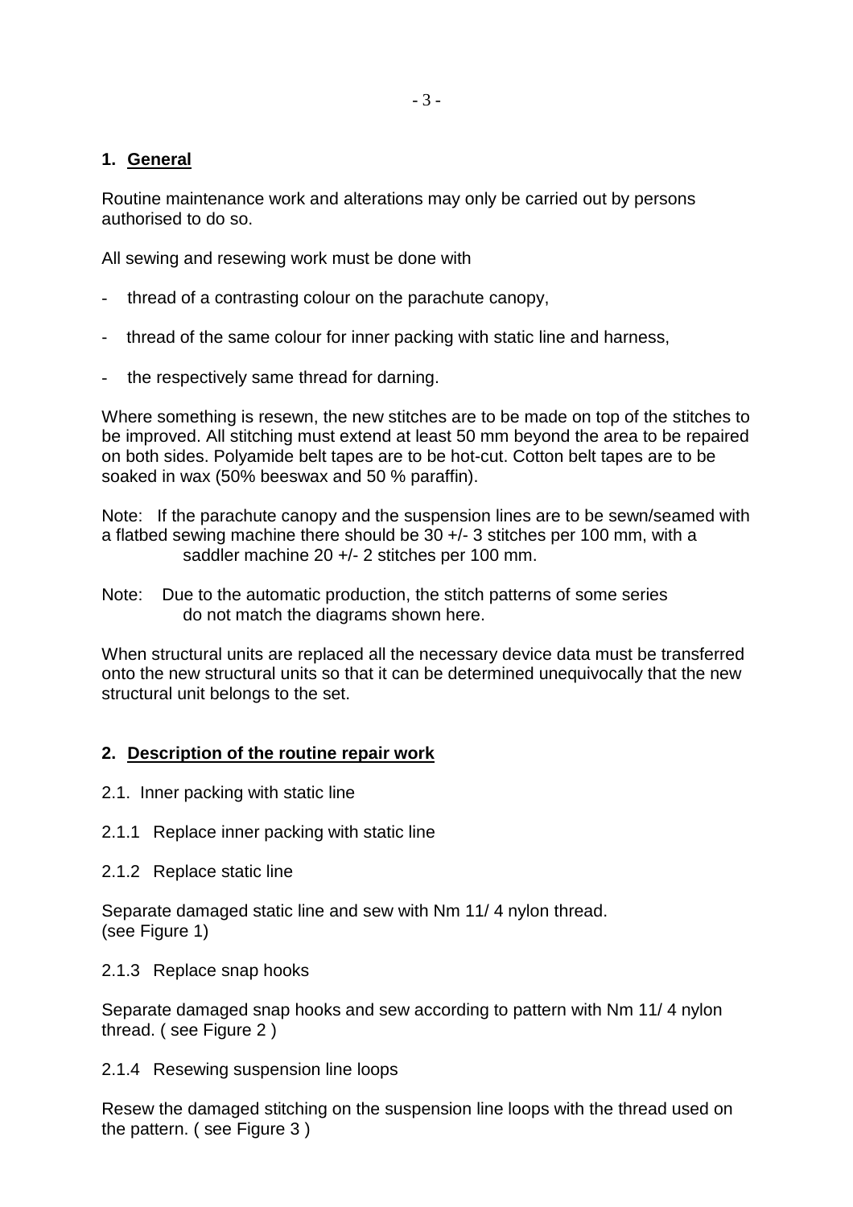## 1. General

Routine maintenance work and alterations may only be carried out by persons authorised to do so.

All sewing and resewing work must be done with

- thread of a contrasting colour on the parachute canopy,
- thread of the same colour for inner packing with static line and harness,
- the respectively same thread for darning.

Where something is resewn, the new stitches are to be made on top of the stitches to be improved. All stitching must extend at least 50 mm beyond the area to be repaired on both sides. Polyamide belt tapes are to be hot-cut. Cotton belt tapes are to be soaked in wax (50% beeswax and 50 % paraffin).

Note: If the parachute canopy and the suspension lines are to be sewn/seamed with a flatbed sewing machine there should be 30 +/- 3 stitches per 100 mm, with a saddler machine 20 +/- 2 stitches per 100 mm.

Note: Due to the automatic production, the stitch patterns of some series do not match the diagrams shown here.

When structural units are replaced all the necessary device data must be transferred onto the new structural units so that it can be determined unequivocally that the new structural unit belongs to the set.

## 2. Description of the routine repair work

2.1. Inner packing with static line

2.1.1 Replace inner packing with static line

2.1.2 Replace static line

Separate damaged static line and sew with Nm 11/ 4 nylon thread. (see Figure 1)

2.1.3 Replace snap hooks

Separate damaged snap hooks and sew according to pattern with Nm 11/ 4 nylon thread. ( see Figure 2 )

2.1.4 Resewing suspension line loops

Resew the damaged stitching on the suspension line loops with the thread used on the pattern. ( see Figure 3 )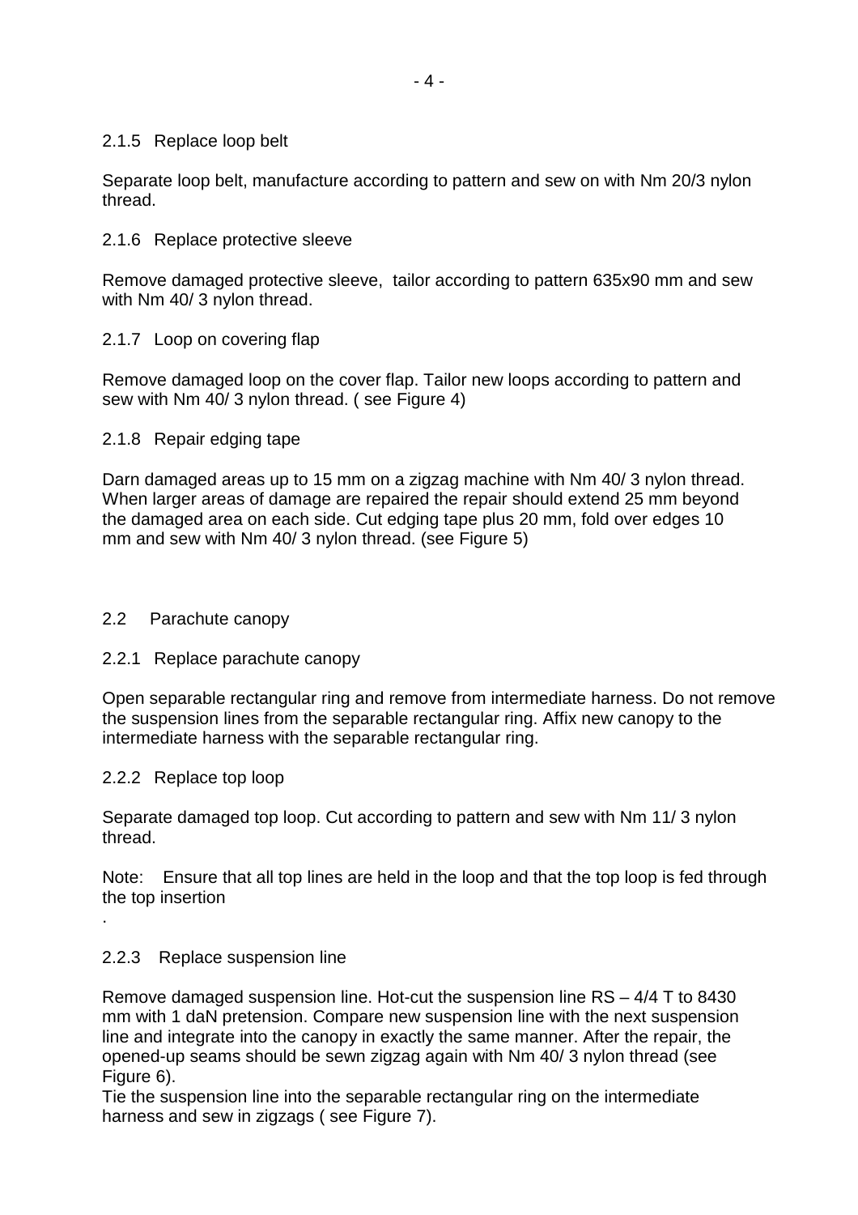### 2.1.5 Replace loop belt

Separate loop belt, manufacture according to pattern and sew on with Nm 20/3 nylon thread.

### 2.1.6 Replace protective sleeve

Remove damaged protective sleeve, tailor according to pattern 635x90 mm and sew with Nm 40/ 3 nylon thread.

### 2.1.7 Loop on covering flap

Remove damaged loop on the cover flap. Tailor new loops according to pattern and sew with Nm 40/ 3 nylon thread. ( see Figure 4)

### 2.1.8 Repair edging tape

Darn damaged areas up to 15 mm on a zigzag machine with Nm 40/ 3 nylon thread. When larger areas of damage are repaired the repair should extend 25 mm beyond the damaged area on each side. Cut edging tape plus 20 mm, fold over edges 10 mm and sew with Nm 40/ 3 nylon thread. (see Figure 5)

## 2.2 Parachute canopy

### 2.2.1 Replace parachute canopy

Open separable rectangular ring and remove from intermediate harness. Do not remove the suspension lines from the separable rectangular ring. Affix new canopy to the intermediate harness with the separable rectangular ring.

### 2.2.2 Replace top loop

Separate damaged top loop. Cut according to pattern and sew with Nm 11/ 3 nylon thread.

Note: Ensure that all top lines are held in the loop and that the top loop is fed through the top insertion

.

### 2.2.3 Replace suspension line

Remove damaged suspension line. Hot-cut the suspension line RS – 4/4 T to 8430 mm with 1 daN pretension. Compare new suspension line with the next suspension line and integrate into the canopy in exactly the same manner. After the repair, the opened-up seams should be sewn zigzag again with Nm 40/ 3 nylon thread (see Figure 6).

Tie the suspension line into the separable rectangular ring on the intermediate harness and sew in zigzags ( see Figure 7).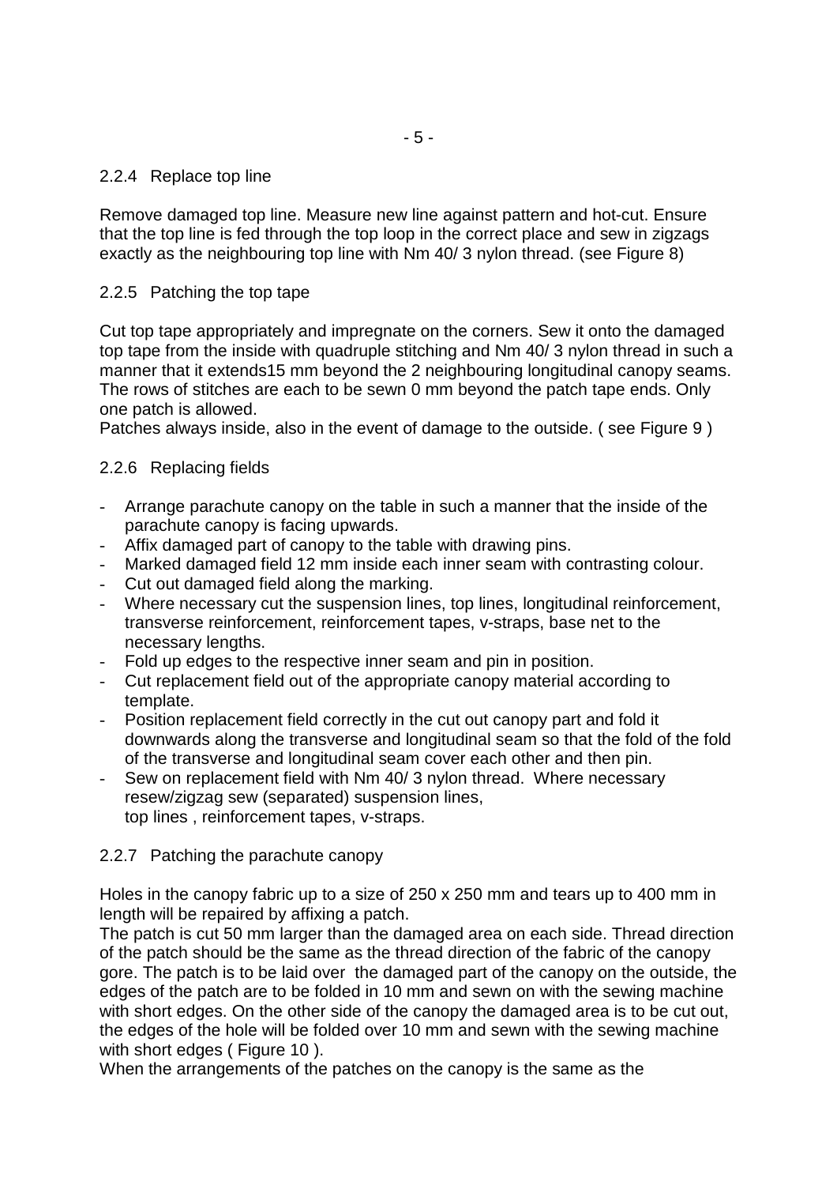### 2.2.4 Replace top line

Remove damaged top line. Measure new line against pattern and hot-cut. Ensure that the top line is fed through the top loop in the correct place and sew in zigzags exactly as the neighbouring top line with Nm 40/ 3 nylon thread. (see Figure 8)

### 2.2.5 Patching the top tape

Cut top tape appropriately and impregnate on the corners. Sew it onto the damaged top tape from the inside with quadruple stitching and Nm 40/ 3 nylon thread in such a manner that it extends15 mm beyond the 2 neighbouring longitudinal canopy seams. The rows of stitches are each to be sewn 0 mm beyond the patch tape ends. Only one patch is allowed.
Patches always inside, also in the event of damage to the outside. ( see Figure 9 )

### 2.2.6 Replacing fields

- Arrange parachute canopy on the table in such a manner that the inside of the parachute canopy is facing upwards.
- Affix damaged part of canopy to the table with drawing pins.
- Marked damaged field 12 mm inside each inner seam with contrasting colour.
- Cut out damaged field along the marking.
- Where necessary cut the suspension lines, top lines, longitudinal reinforcement, transverse reinforcement, reinforcement tapes, v-straps, base net to the necessary lengths.
- Fold up edges to the respective inner seam and pin in position.
- Cut replacement field out of the appropriate canopy material according to template.
- Position replacement field correctly in the cut out canopy part and fold it downwards along the transverse and longitudinal seam so that the fold of the fold of the transverse and longitudinal seam cover each other and then pin.
- Sew on replacement field with Nm 40/ 3 nylon thread. Where necessary resew/zigzag sew (separated) suspension lines,
  top lines , reinforcement tapes, v-straps.

### 2.2.7 Patching the parachute canopy

Holes in the canopy fabric up to a size of 250 x 250 mm and tears up to 400 mm in length will be repaired by affixing a patch.
The patch is cut 50 mm larger than the damaged area on each side. Thread direction of the patch should be the same as the thread direction of the fabric of the canopy gore. The patch is to be laid over the damaged part of the canopy on the outside, the edges of the patch are to be folded in 10 mm and sewn on with the sewing machine with short edges. On the other side of the canopy the damaged area is to be cut out, the edges of the hole will be folded over 10 mm and sewn with the sewing machine with short edges ( Figure 10 ).
When the arrangements of the patches on the canopy is the same as the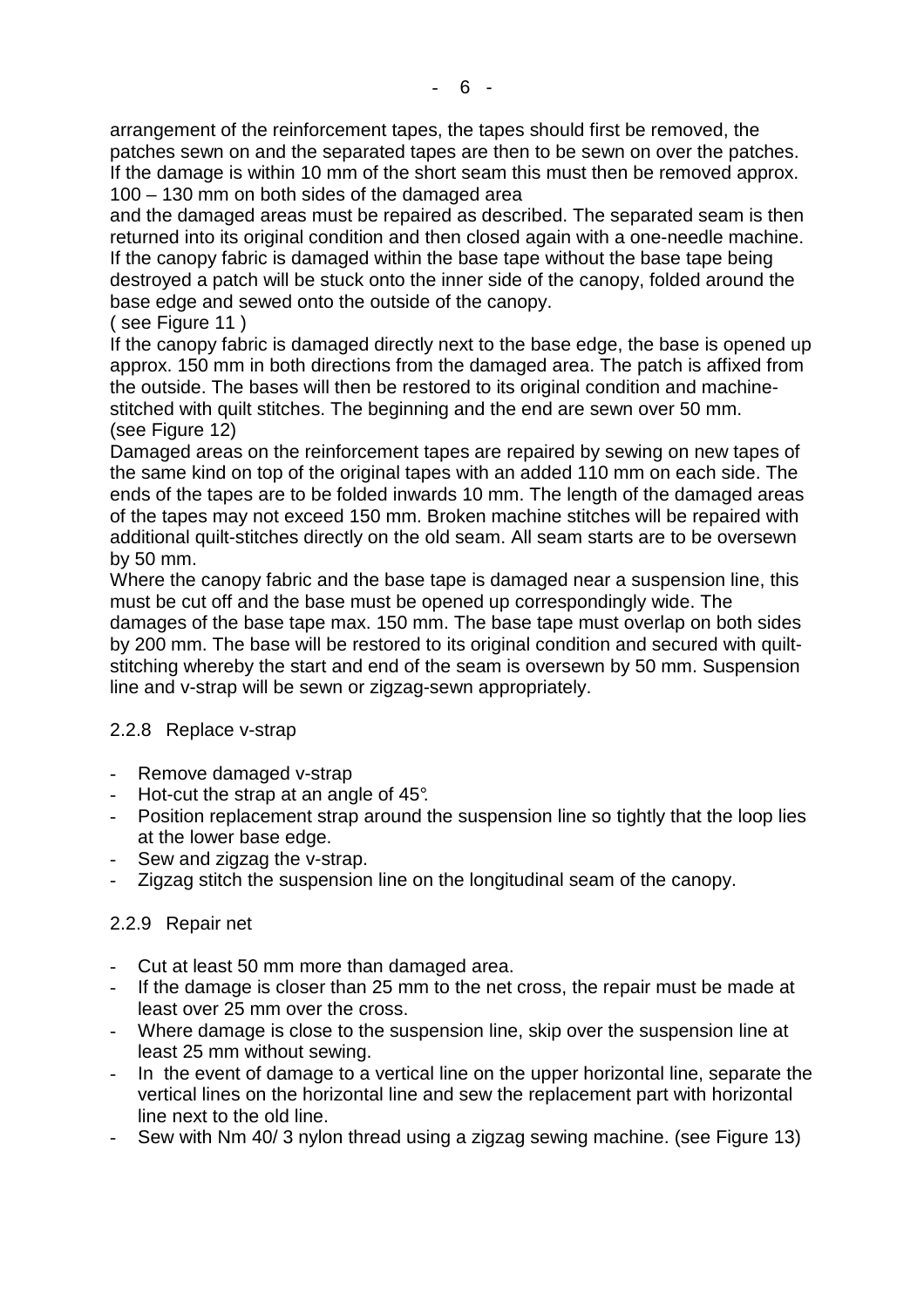arrangement of the reinforcement tapes, the tapes should first be removed, the patches sewn on and the separated tapes are then to be sewn on over the patches. If the damage is within 10 mm of the short seam this must then be removed approx. 100 – 130 mm on both sides of the damaged area
and the damaged areas must be repaired as described. The separated seam is then returned into its original condition and then closed again with a one-needle machine.
If the canopy fabric is damaged within the base tape without the base tape being destroyed a patch will be stuck onto the inner side of the canopy, folded around the base edge and sewed onto the outside of the canopy.
( see Figure 11 )
If the canopy fabric is damaged directly next to the base edge, the base is opened up approx. 150 mm in both directions from the damaged area. The patch is affixed from the outside. The bases will then be restored to its original condition and machine-stitched with quilt stitches. The beginning and the end are sewn over 50 mm.
(see Figure 12)
Damaged areas on the reinforcement tapes are repaired by sewing on new tapes of the same kind on top of the original tapes with an added 110 mm on each side. The ends of the tapes are to be folded inwards 10 mm. The length of the damaged areas of the tapes may not exceed 150 mm. Broken machine stitches will be repaired with additional quilt-stitches directly on the old seam. All seam starts are to be oversewn by 50 mm.
Where the canopy fabric and the base tape is damaged near a suspension line, this must be cut off and the base must be opened up correspondingly wide. The damages of the base tape max. 150 mm. The base tape must overlap on both sides by 200 mm. The base will be restored to its original condition and secured with quilt-stitching whereby the start and end of the seam is oversewn by 50 mm. Suspension line and v-strap will be sewn or zigzag-sewn appropriately.

### 2.2.8 Replace v-strap

- Remove damaged v-strap
- Hot-cut the strap at an angle of 45°.
- Position replacement strap around the suspension line so tightly that the loop lies at the lower base edge.
- Sew and zigzag the v-strap.
- Zigzag stitch the suspension line on the longitudinal seam of the canopy.

### 2.2.9 Repair net

- Cut at least 50 mm more than damaged area.
- If the damage is closer than 25 mm to the net cross, the repair must be made at least over 25 mm over the cross.
- Where damage is close to the suspension line, skip over the suspension line at least 25 mm without sewing.
- In the event of damage to a vertical line on the upper horizontal line, separate the vertical lines on the horizontal line and sew the replacement part with horizontal line next to the old line.
- Sew with Nm 40/ 3 nylon thread using a zigzag sewing machine. (see Figure 13)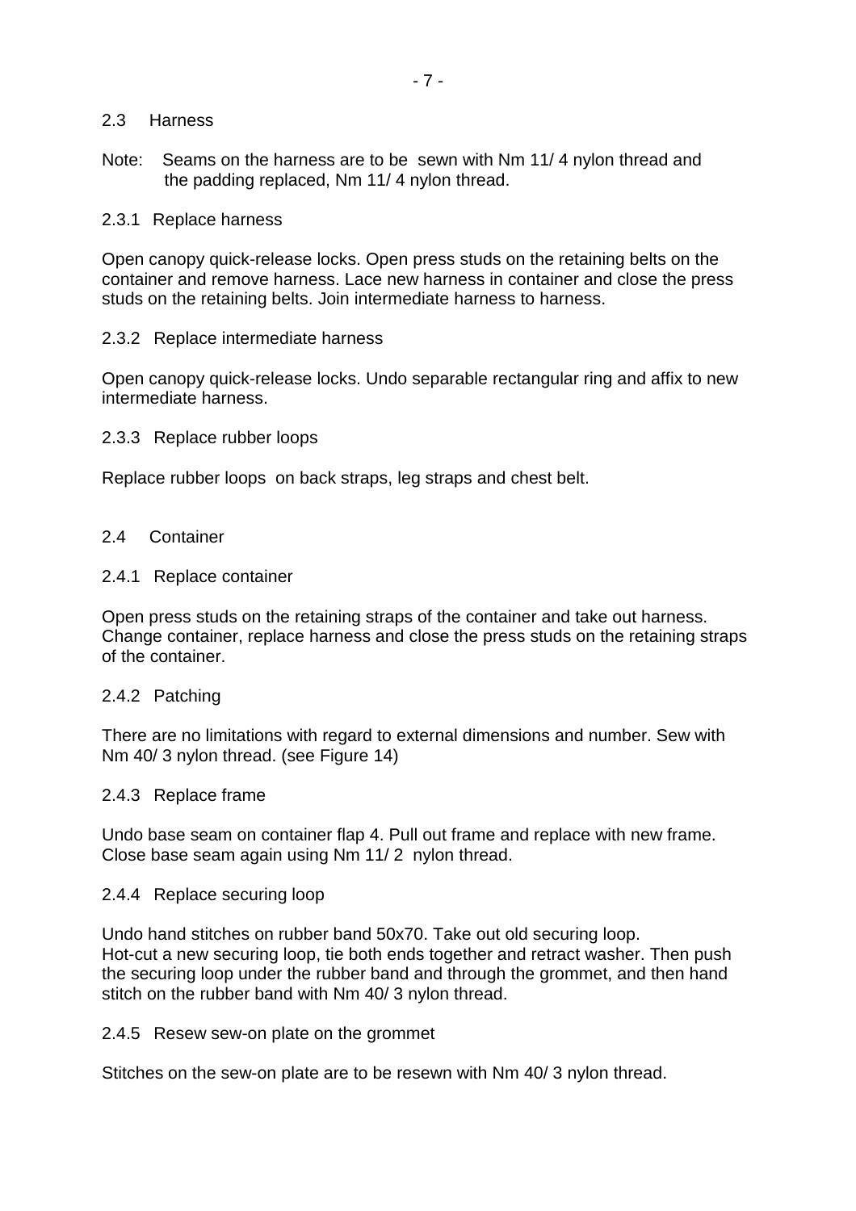## 2.3 Harness

Note: Seams on the harness are to be sewn with Nm 11/ 4 nylon thread and the padding replaced, Nm 11/ 4 nylon thread.

### 2.3.1 Replace harness

Open canopy quick-release locks. Open press studs on the retaining belts on the container and remove harness. Lace new harness in container and close the press studs on the retaining belts. Join intermediate harness to harness.

### 2.3.2 Replace intermediate harness

Open canopy quick-release locks. Undo separable rectangular ring and affix to new intermediate harness.

### 2.3.3 Replace rubber loops

Replace rubber loops on back straps, leg straps and chest belt.

## 2.4 Container

### 2.4.1 Replace container

Open press studs on the retaining straps of the container and take out harness. Change container, replace harness and close the press studs on the retaining straps of the container.

### 2.4.2 Patching

There are no limitations with regard to external dimensions and number. Sew with Nm 40/ 3 nylon thread. (see Figure 14)

### 2.4.3 Replace frame

Undo base seam on container flap 4. Pull out frame and replace with new frame. Close base seam again using Nm 11/ 2 nylon thread.

### 2.4.4 Replace securing loop

Undo hand stitches on rubber band 50x70. Take out old securing loop.
Hot-cut a new securing loop, tie both ends together and retract washer. Then push the securing loop under the rubber band and through the grommet, and then hand stitch on the rubber band with Nm 40/ 3 nylon thread.

### 2.4.5 Resew sew-on plate on the grommet

Stitches on the sew-on plate are to be resewn with Nm 40/ 3 nylon thread.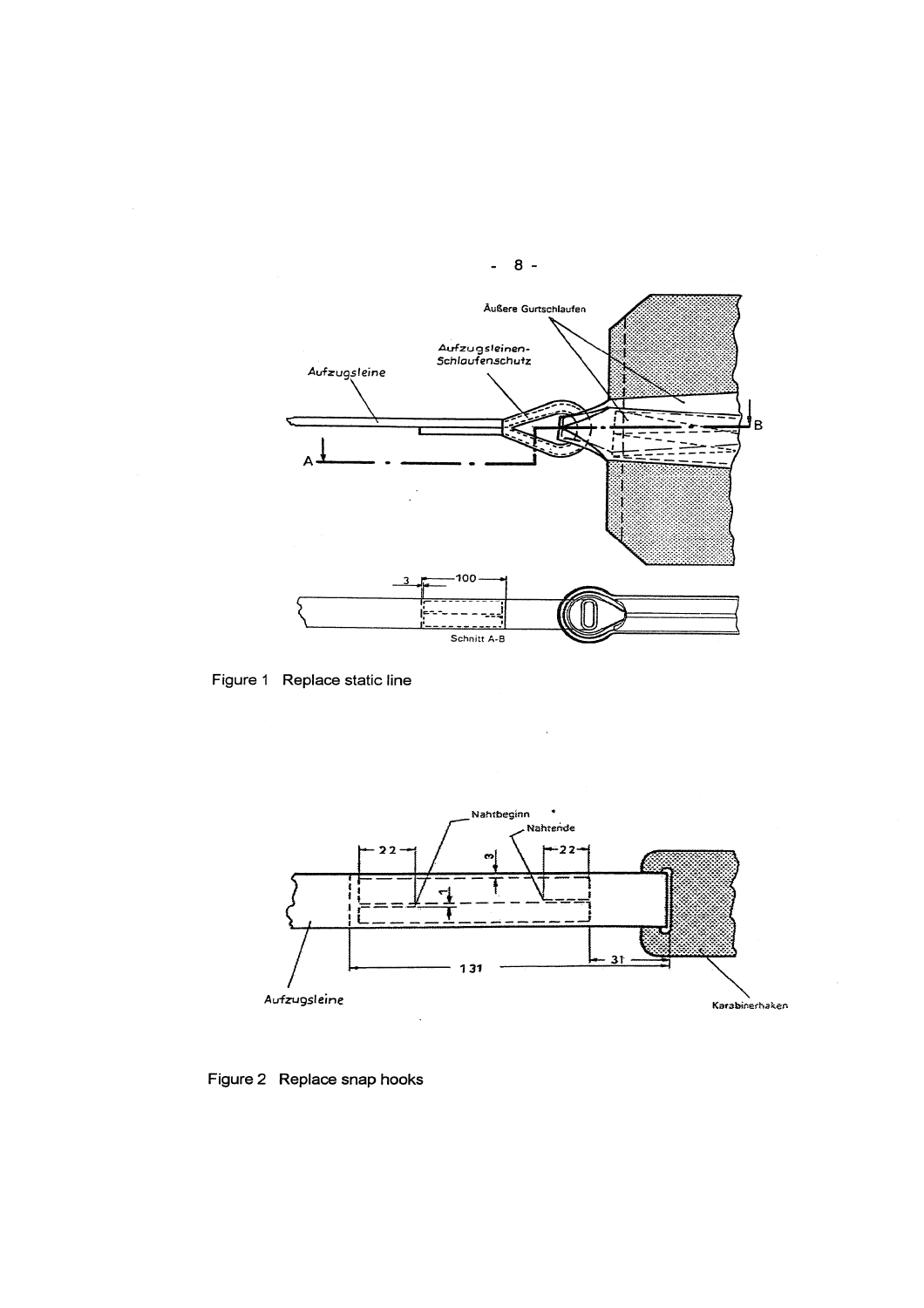Äußere Gurtschlaufen

Aufzugsleinen-Schlaufenschutz

Aufzugsleine

A

B

3

100

Schnitt A-B

Figure 1 Replace static line

Nahtbeginn

Nahtende

22

22

3

1

131

31

Aufzugsleine

Karabinerhaken

Figure 2 Replace snap hooks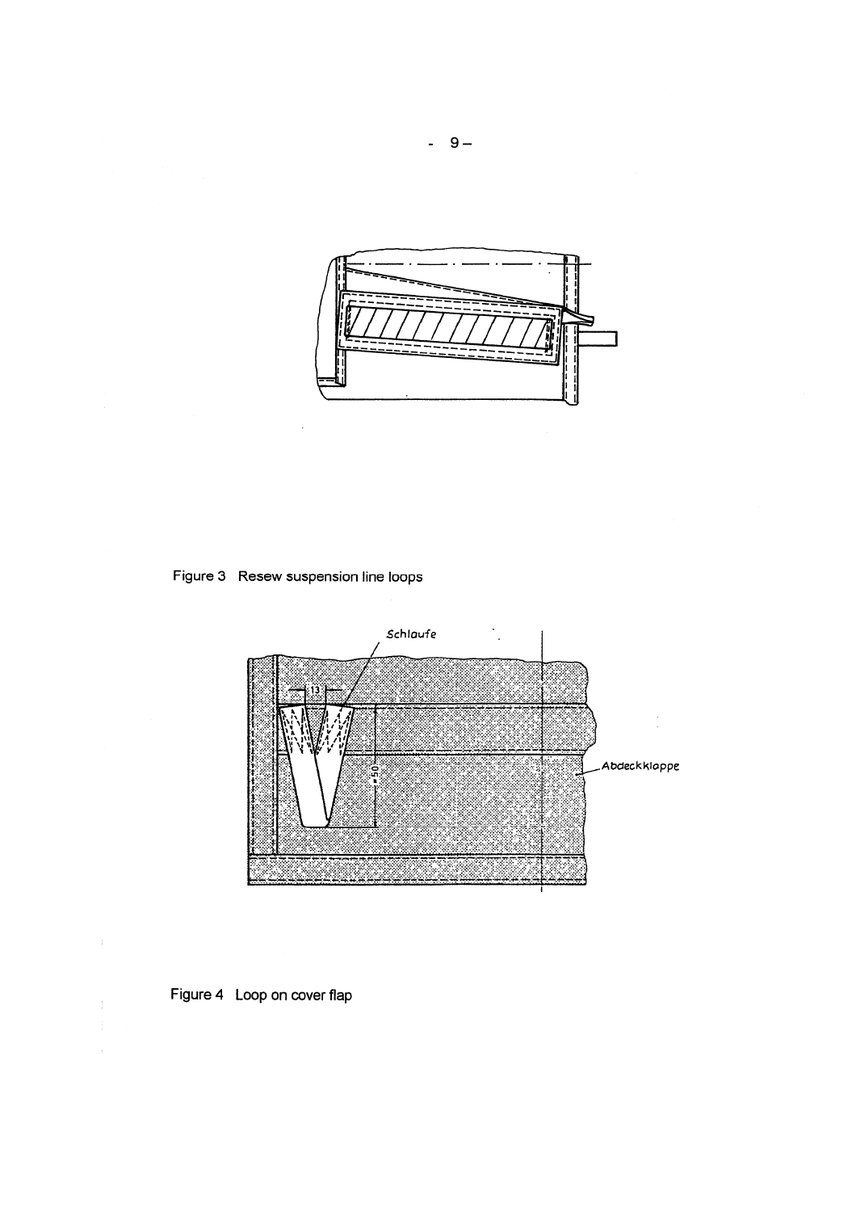Figure 3 Resew suspension line loops

Figure 4 Loop on cover flap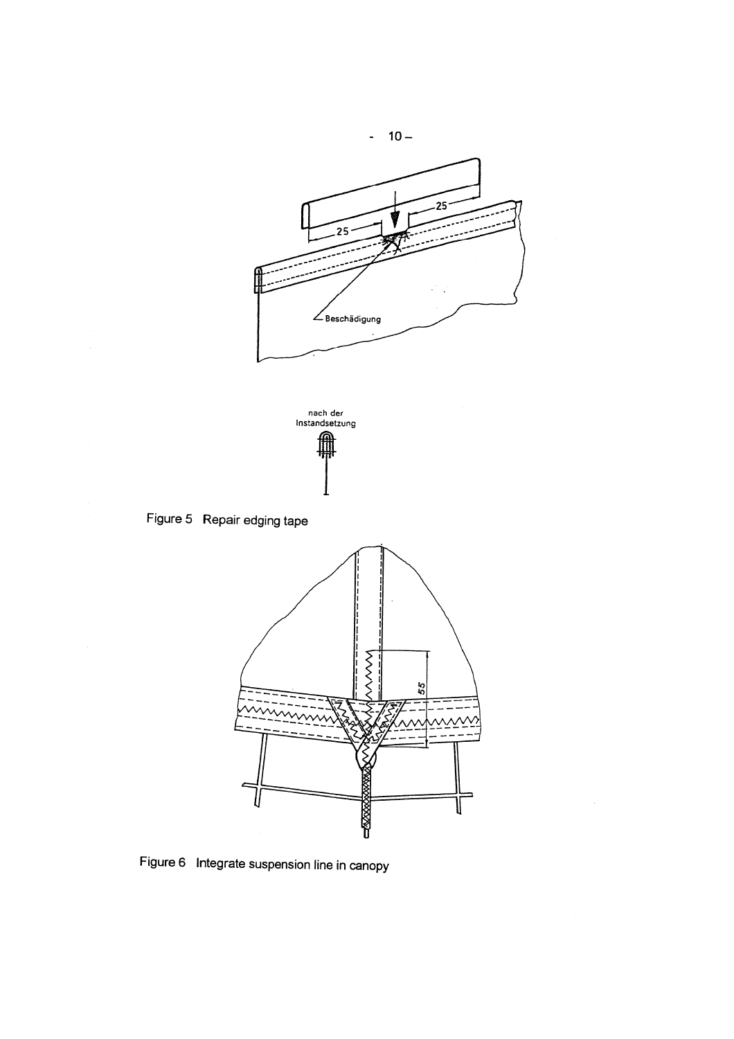Figure 5 Repair edging tape

Figure 6 Integrate suspension line in canopy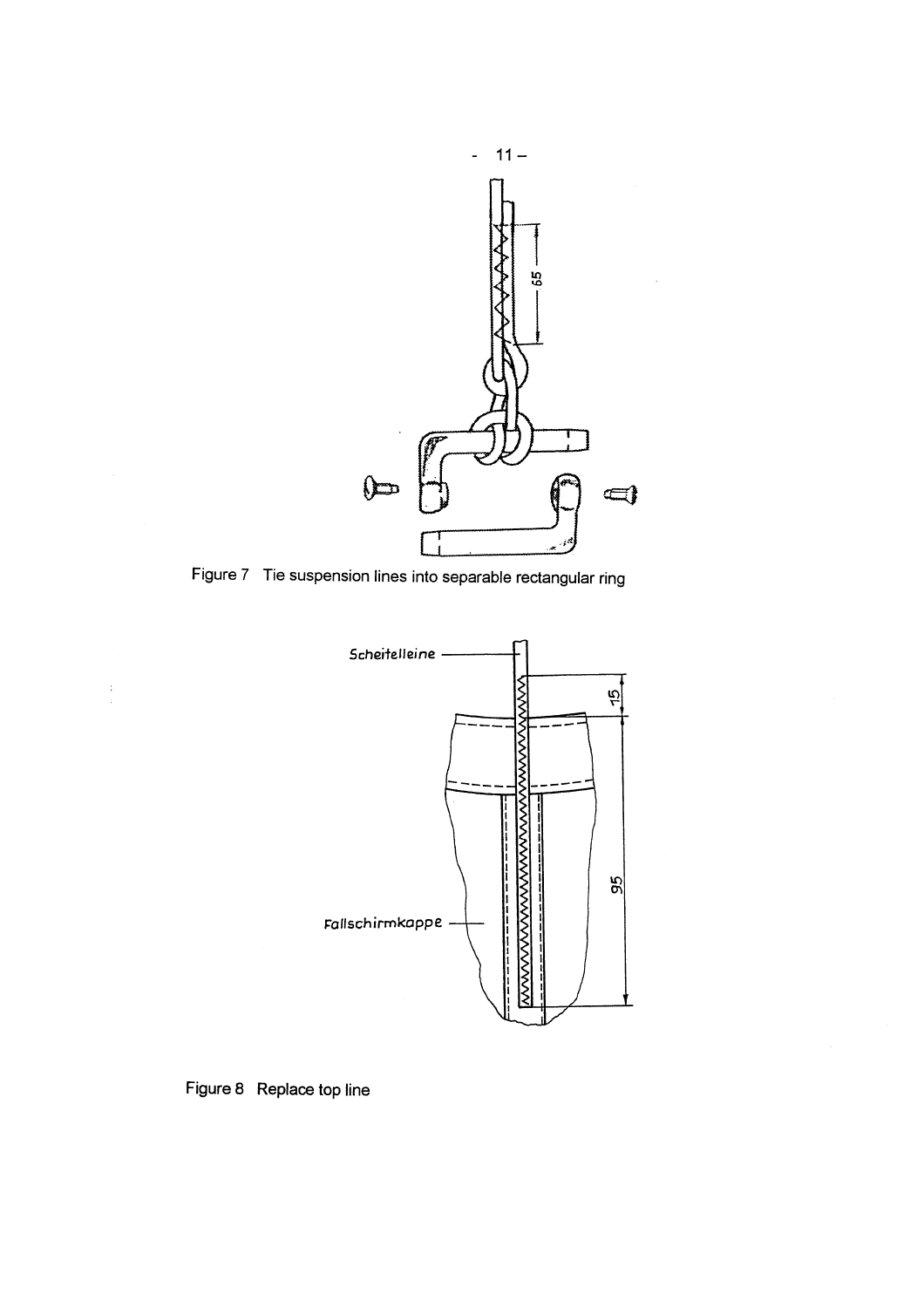Figure 7 Tie suspension lines into separable rectangular ring

Figure 8 Replace top line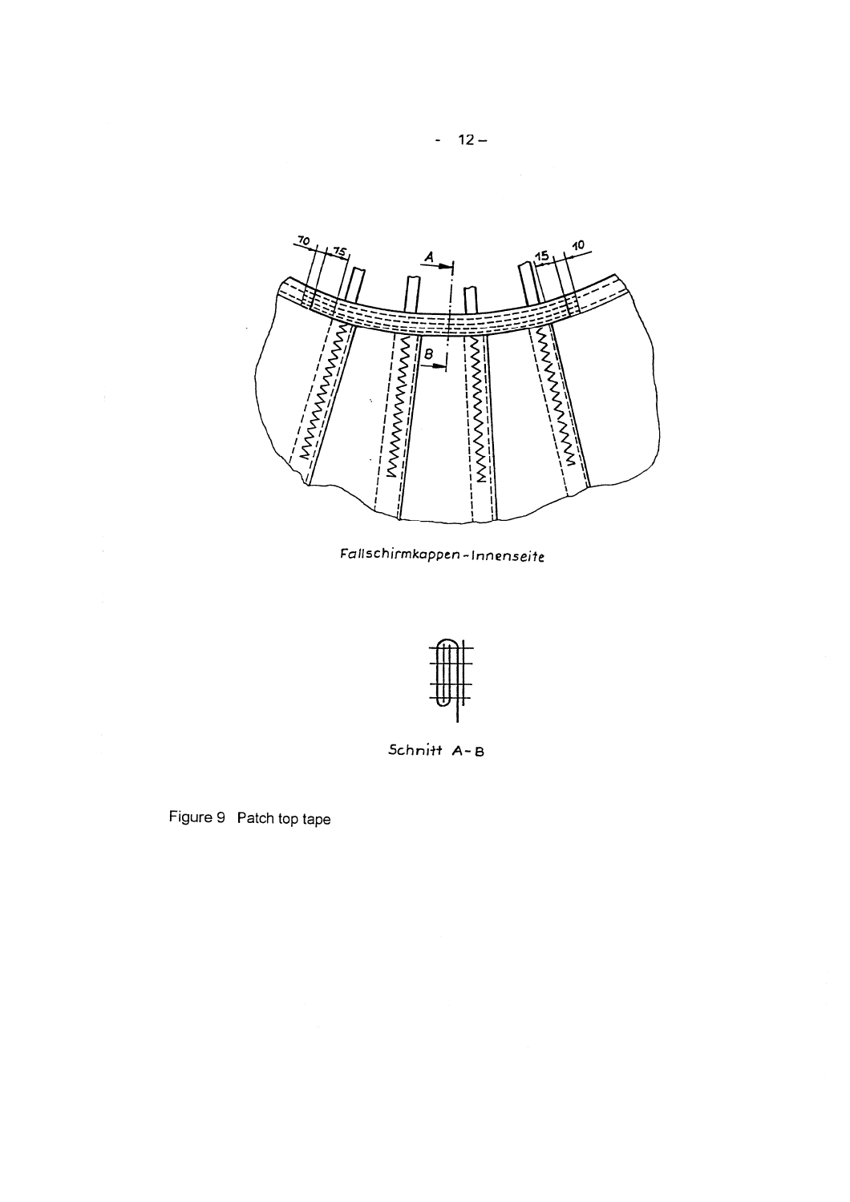Fallschirmkappen-Innenseite

Schnitt A-B

Figure 9 Patch top tape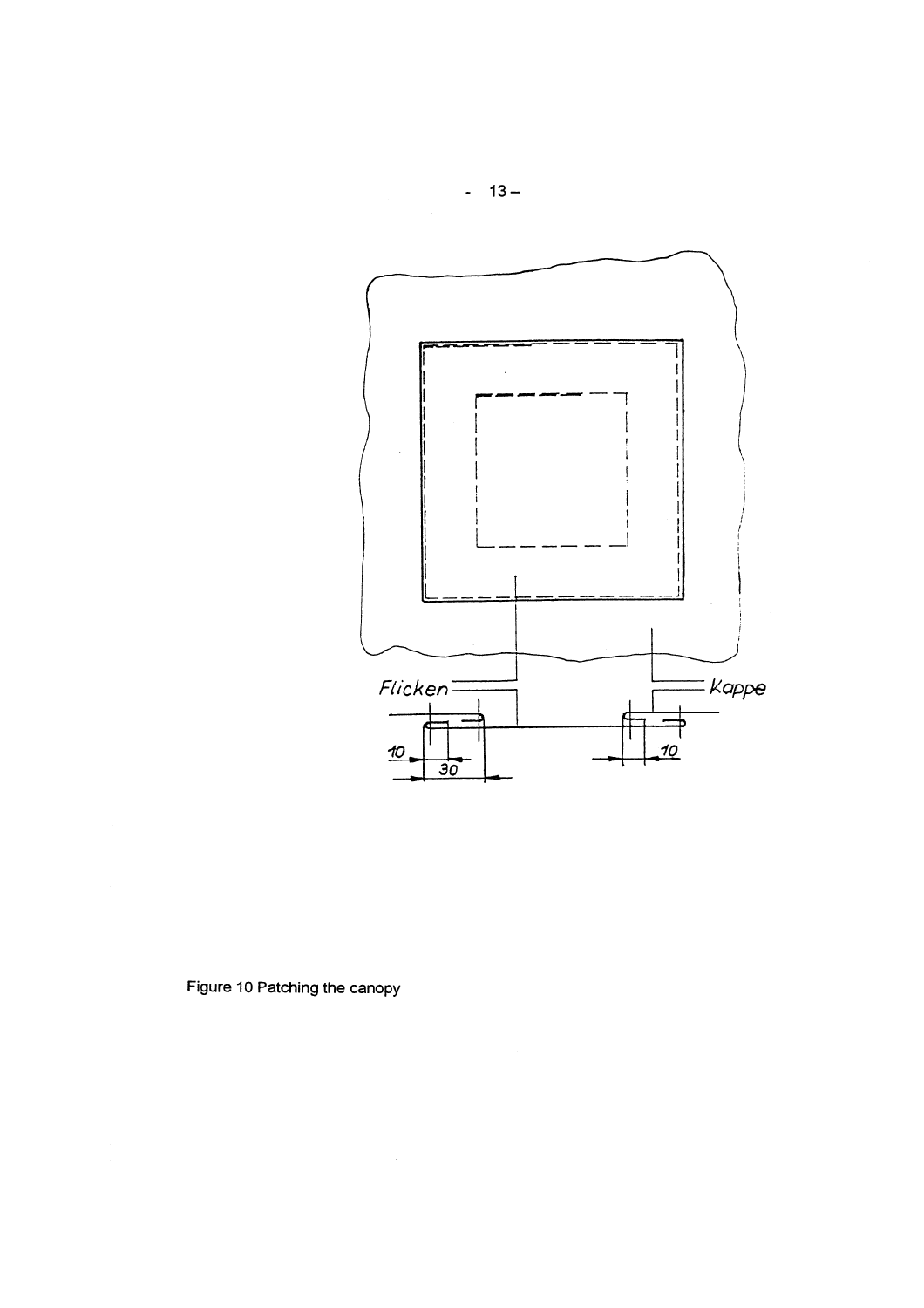Flicken

Kappe

10

30

10

Figure 10 Patching the canopy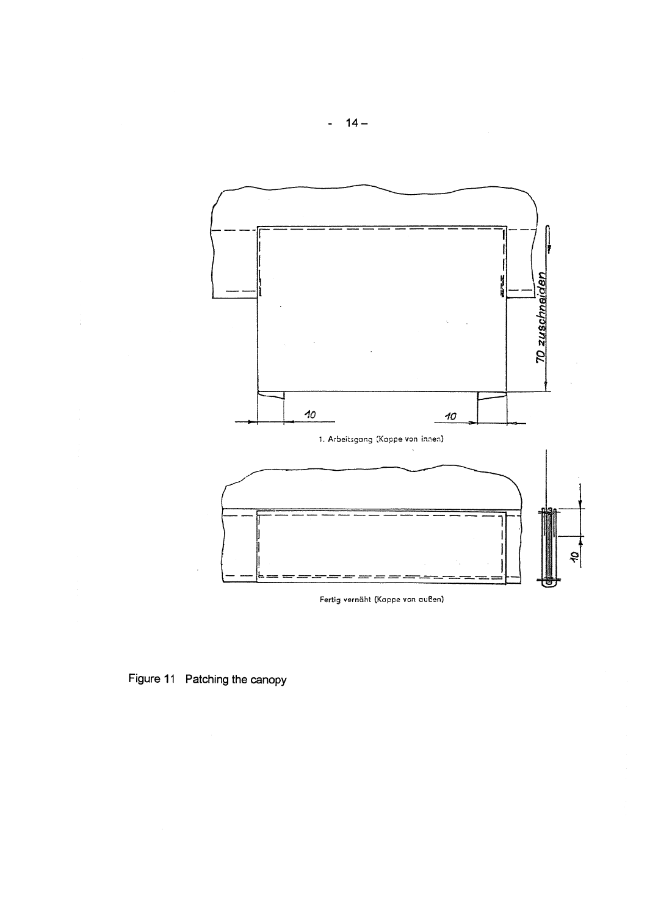1. Arbeitsgang (Kappe von innen)

Fertig vernäht (Kappe von außen)

Figure 11 Patching the canopy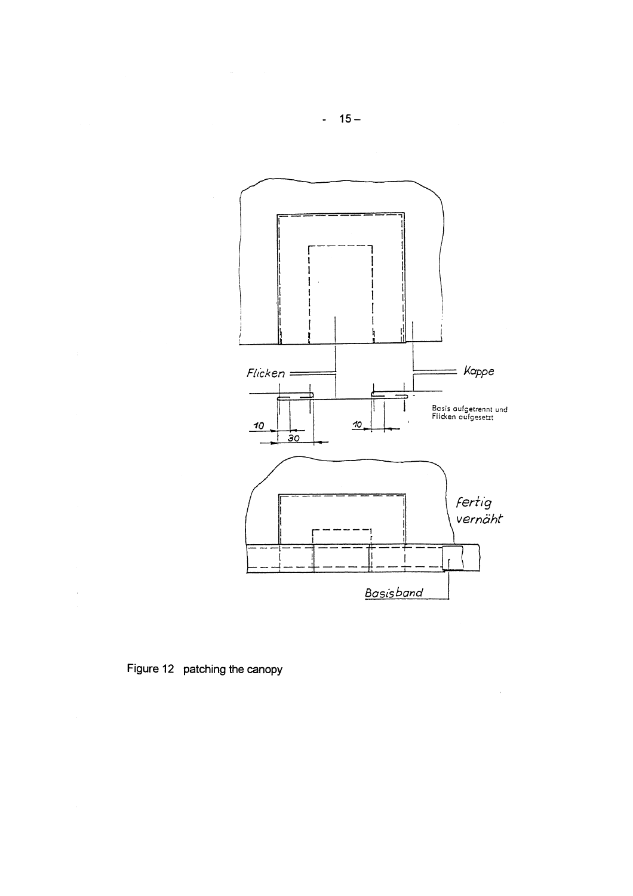Figure 12 patching the canopy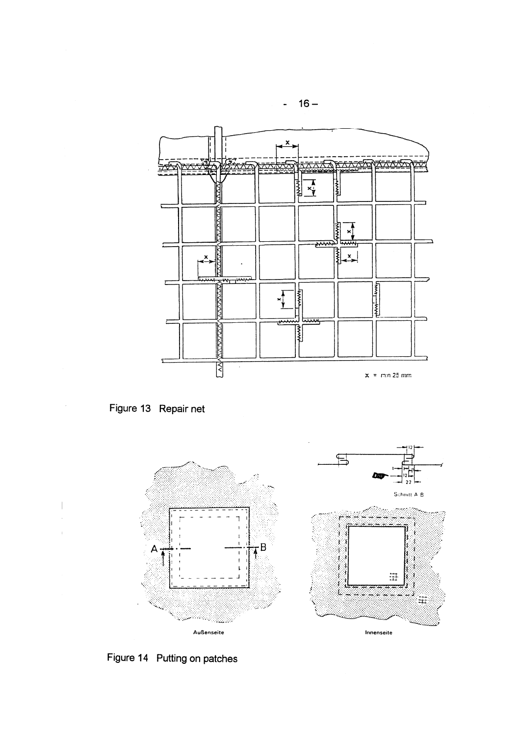x = min 25 mm

Figure 13 Repair net

12

1

12

22

Schnitt A B

A

B

Außenseite

Innenseite

Figure 14 Putting on patches